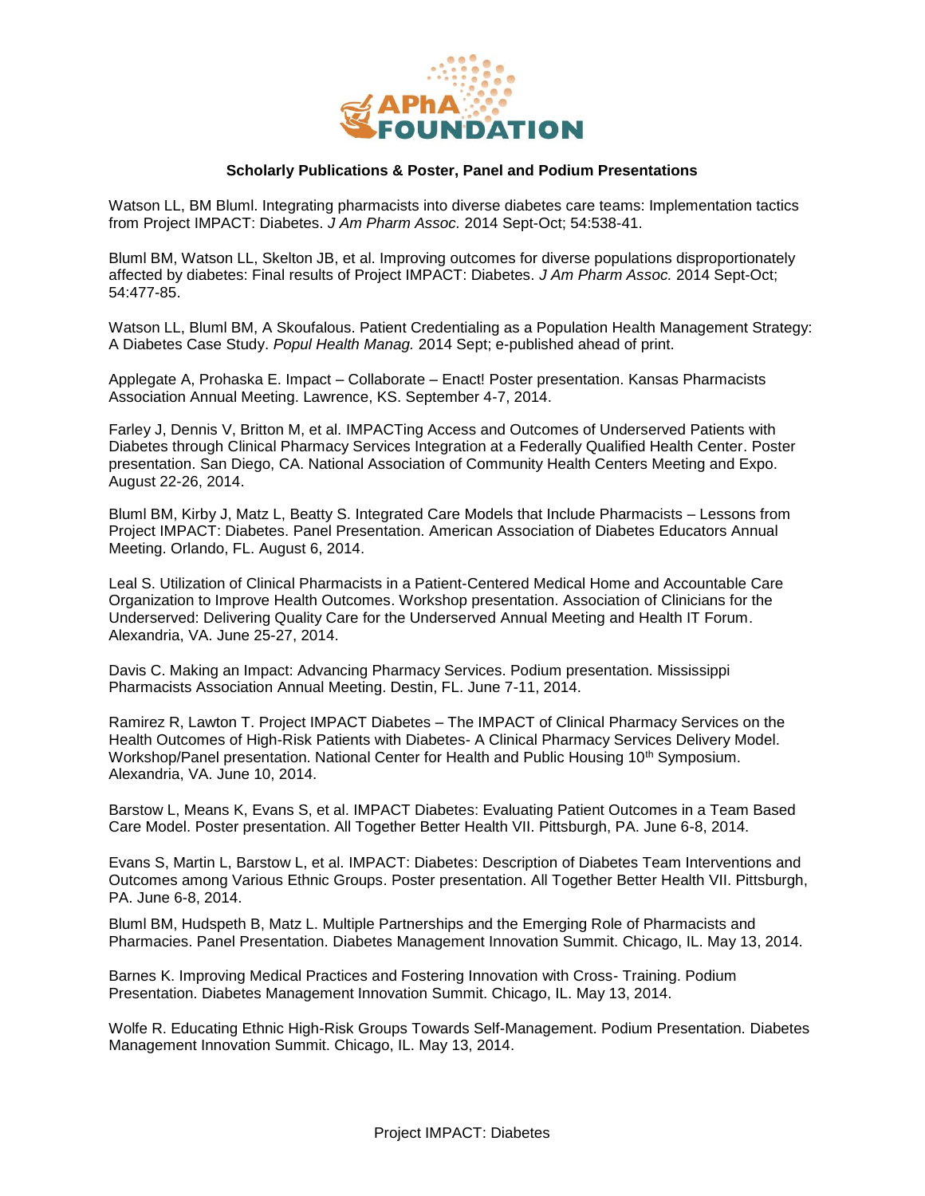**Scholarly Publications & Poster, Panel and Podium Presentations**

Watson LL, BM Bluml. Integrating pharmacists into diverse diabetes care teams: Implementation tactics from Project IMPACT: Diabetes. *J Am Pharm Assoc.* 2014 Sept-Oct; 54:538-41.

Bluml BM, Watson LL, Skelton JB, et al. Improving outcomes for diverse populations disproportionately affected by diabetes: Final results of Project IMPACT: Diabetes. *J Am Pharm Assoc.* 2014 Sept-Oct; 54:477-85.

Watson LL, Bluml BM, A Skoufalous. Patient Credentialing as a Population Health Management Strategy: A Diabetes Case Study. *Popul Health Manag.* 2014 Sept; e-published ahead of print.

Applegate A, Prohaska E. Impact – Collaborate – Enact! Poster presentation. Kansas Pharmacists Association Annual Meeting. Lawrence, KS. September 4-7, 2014.

Farley J, Dennis V, Britton M, et al. IMPACTing Access and Outcomes of Underserved Patients with Diabetes through Clinical Pharmacy Services Integration at a Federally Qualified Health Center. Poster presentation. San Diego, CA. National Association of Community Health Centers Meeting and Expo. August 22-26, 2014.

Bluml BM, Kirby J, Matz L, Beatty S. Integrated Care Models that Include Pharmacists – Lessons from Project IMPACT: Diabetes. Panel Presentation. American Association of Diabetes Educators Annual Meeting. Orlando, FL. August 6, 2014.

Leal S. Utilization of Clinical Pharmacists in a Patient-Centered Medical Home and Accountable Care Organization to Improve Health Outcomes. Workshop presentation. Association of Clinicians for the Underserved: Delivering Quality Care for the Underserved Annual Meeting and Health IT Forum. Alexandria, VA. June 25-27, 2014.

Davis C. Making an Impact: Advancing Pharmacy Services. Podium presentation. Mississippi Pharmacists Association Annual Meeting. Destin, FL. June 7-11, 2014.

Ramirez R, Lawton T. Project IMPACT Diabetes – The IMPACT of Clinical Pharmacy Services on the Health Outcomes of High-Risk Patients with Diabetes- A Clinical Pharmacy Services Delivery Model. Workshop/Panel presentation. National Center for Health and Public Housing 10th Symposium. Alexandria, VA. June 10, 2014.

Barstow L, Means K, Evans S, et al. IMPACT Diabetes: Evaluating Patient Outcomes in a Team Based Care Model. Poster presentation. All Together Better Health VII. Pittsburgh, PA. June 6-8, 2014.

Evans S, Martin L, Barstow L, et al. IMPACT: Diabetes: Description of Diabetes Team Interventions and Outcomes among Various Ethnic Groups. Poster presentation. All Together Better Health VII. Pittsburgh, PA. June 6-8, 2014.

Bluml BM, Hudspeth B, Matz L. Multiple Partnerships and the Emerging Role of Pharmacists and Pharmacies. Panel Presentation. Diabetes Management Innovation Summit. Chicago, IL. May 13, 2014.

Barnes K. Improving Medical Practices and Fostering Innovation with Cross- Training. Podium Presentation. Diabetes Management Innovation Summit. Chicago, IL. May 13, 2014.

Wolfe R. Educating Ethnic High-Risk Groups Towards Self-Management. Podium Presentation. Diabetes Management Innovation Summit. Chicago, IL. May 13, 2014.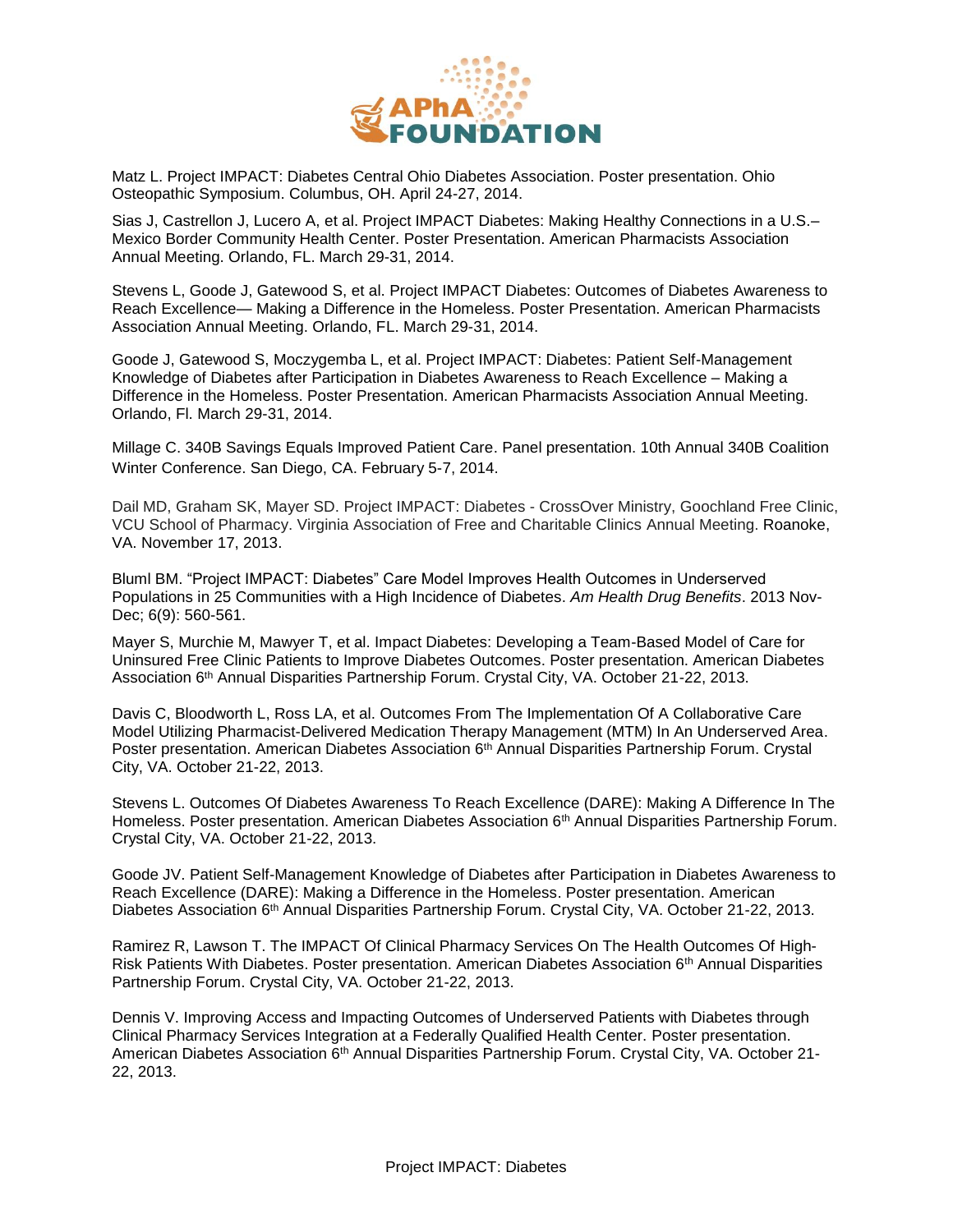Matz L. Project IMPACT: Diabetes Central Ohio Diabetes Association. Poster presentation. Ohio Osteopathic Symposium. Columbus, OH. April 24-27, 2014.

Sias J, Castrellon J, Lucero A, et al. Project IMPACT Diabetes: Making Healthy Connections in a U.S.–Mexico Border Community Health Center. Poster Presentation. American Pharmacists Association Annual Meeting. Orlando, FL. March 29-31, 2014.

Stevens L, Goode J, Gatewood S, et al. Project IMPACT Diabetes: Outcomes of Diabetes Awareness to Reach Excellence— Making a Difference in the Homeless. Poster Presentation. American Pharmacists Association Annual Meeting. Orlando, FL. March 29-31, 2014.

Goode J, Gatewood S, Moczygemba L, et al. Project IMPACT: Diabetes: Patient Self-Management Knowledge of Diabetes after Participation in Diabetes Awareness to Reach Excellence – Making a Difference in the Homeless. Poster Presentation. American Pharmacists Association Annual Meeting. Orlando, Fl. March 29-31, 2014.

Millage C. 340B Savings Equals Improved Patient Care. Panel presentation. 10th Annual 340B Coalition Winter Conference. San Diego, CA. February 5-7, 2014.

Dail MD, Graham SK, Mayer SD. Project IMPACT: Diabetes - CrossOver Ministry, Goochland Free Clinic, VCU School of Pharmacy. Virginia Association of Free and Charitable Clinics Annual Meeting. Roanoke, VA. November 17, 2013.

Bluml BM. "Project IMPACT: Diabetes" Care Model Improves Health Outcomes in Underserved Populations in 25 Communities with a High Incidence of Diabetes. *Am Health Drug Benefits*. 2013 Nov-Dec; 6(9): 560-561.

Mayer S, Murchie M, Mawyer T, et al. Impact Diabetes: Developing a Team-Based Model of Care for Uninsured Free Clinic Patients to Improve Diabetes Outcomes. Poster presentation. American Diabetes Association 6th Annual Disparities Partnership Forum. Crystal City, VA. October 21-22, 2013.

Davis C, Bloodworth L, Ross LA, et al. Outcomes From The Implementation Of A Collaborative Care Model Utilizing Pharmacist-Delivered Medication Therapy Management (MTM) In An Underserved Area. Poster presentation. American Diabetes Association 6th Annual Disparities Partnership Forum. Crystal City, VA. October 21-22, 2013.

Stevens L. Outcomes Of Diabetes Awareness To Reach Excellence (DARE): Making A Difference In The Homeless. Poster presentation. American Diabetes Association 6th Annual Disparities Partnership Forum. Crystal City, VA. October 21-22, 2013.

Goode JV. Patient Self-Management Knowledge of Diabetes after Participation in Diabetes Awareness to Reach Excellence (DARE): Making a Difference in the Homeless. Poster presentation. American Diabetes Association 6th Annual Disparities Partnership Forum. Crystal City, VA. October 21-22, 2013.

Ramirez R, Lawson T. The IMPACT Of Clinical Pharmacy Services On The Health Outcomes Of High-Risk Patients With Diabetes. Poster presentation. American Diabetes Association 6th Annual Disparities Partnership Forum. Crystal City, VA. October 21-22, 2013.

Dennis V. Improving Access and Impacting Outcomes of Underserved Patients with Diabetes through Clinical Pharmacy Services Integration at a Federally Qualified Health Center. Poster presentation. American Diabetes Association 6th Annual Disparities Partnership Forum. Crystal City, VA. October 21-22, 2013.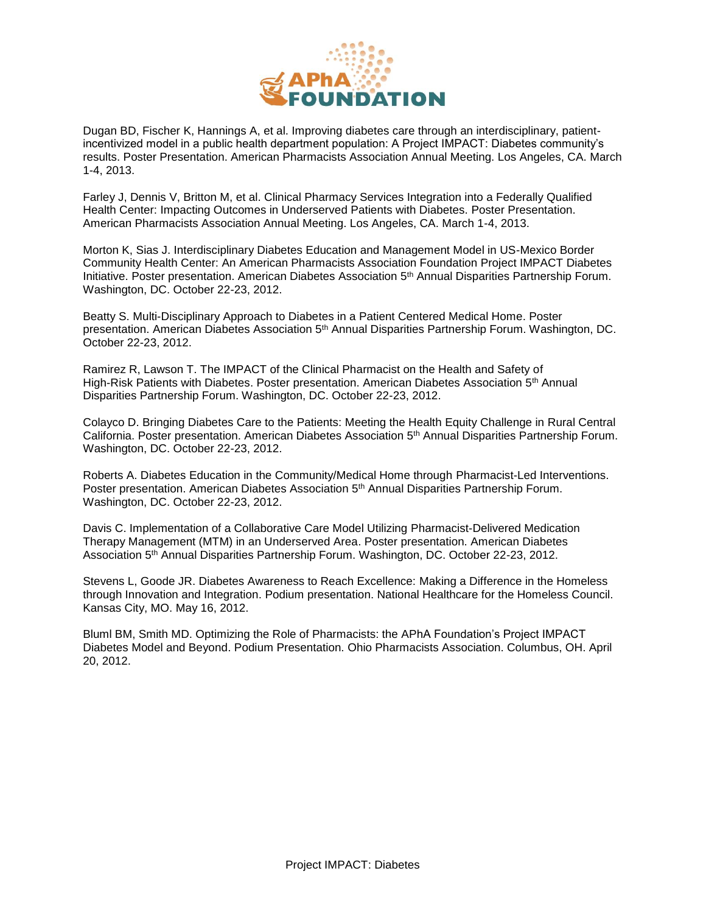Dugan BD, Fischer K, Hannings A, et al. Improving diabetes care through an interdisciplinary, patient-incentivized model in a public health department population: A Project IMPACT: Diabetes community's results. Poster Presentation. American Pharmacists Association Annual Meeting. Los Angeles, CA. March 1-4, 2013.

Farley J, Dennis V, Britton M, et al. Clinical Pharmacy Services Integration into a Federally Qualified Health Center: Impacting Outcomes in Underserved Patients with Diabetes. Poster Presentation. American Pharmacists Association Annual Meeting. Los Angeles, CA. March 1-4, 2013.

Morton K, Sias J. Interdisciplinary Diabetes Education and Management Model in US-Mexico Border Community Health Center: An American Pharmacists Association Foundation Project IMPACT Diabetes Initiative. Poster presentation. American Diabetes Association 5th Annual Disparities Partnership Forum. Washington, DC. October 22-23, 2012.

Beatty S. Multi-Disciplinary Approach to Diabetes in a Patient Centered Medical Home. Poster presentation. American Diabetes Association 5th Annual Disparities Partnership Forum. Washington, DC. October 22-23, 2012.

Ramirez R, Lawson T. The IMPACT of the Clinical Pharmacist on the Health and Safety of High-Risk Patients with Diabetes. Poster presentation. American Diabetes Association 5th Annual Disparities Partnership Forum. Washington, DC. October 22-23, 2012.

Colayco D. Bringing Diabetes Care to the Patients: Meeting the Health Equity Challenge in Rural Central California. Poster presentation. American Diabetes Association 5th Annual Disparities Partnership Forum. Washington, DC. October 22-23, 2012.

Roberts A. Diabetes Education in the Community/Medical Home through Pharmacist-Led Interventions. Poster presentation. American Diabetes Association 5th Annual Disparities Partnership Forum. Washington, DC. October 22-23, 2012.

Davis C. Implementation of a Collaborative Care Model Utilizing Pharmacist-Delivered Medication Therapy Management (MTM) in an Underserved Area. Poster presentation. American Diabetes Association 5th Annual Disparities Partnership Forum. Washington, DC. October 22-23, 2012.

Stevens L, Goode JR. Diabetes Awareness to Reach Excellence: Making a Difference in the Homeless through Innovation and Integration. Podium presentation. National Healthcare for the Homeless Council. Kansas City, MO. May 16, 2012.

Bluml BM, Smith MD. Optimizing the Role of Pharmacists: the APhA Foundation's Project IMPACT Diabetes Model and Beyond. Podium Presentation. Ohio Pharmacists Association. Columbus, OH. April 20, 2012.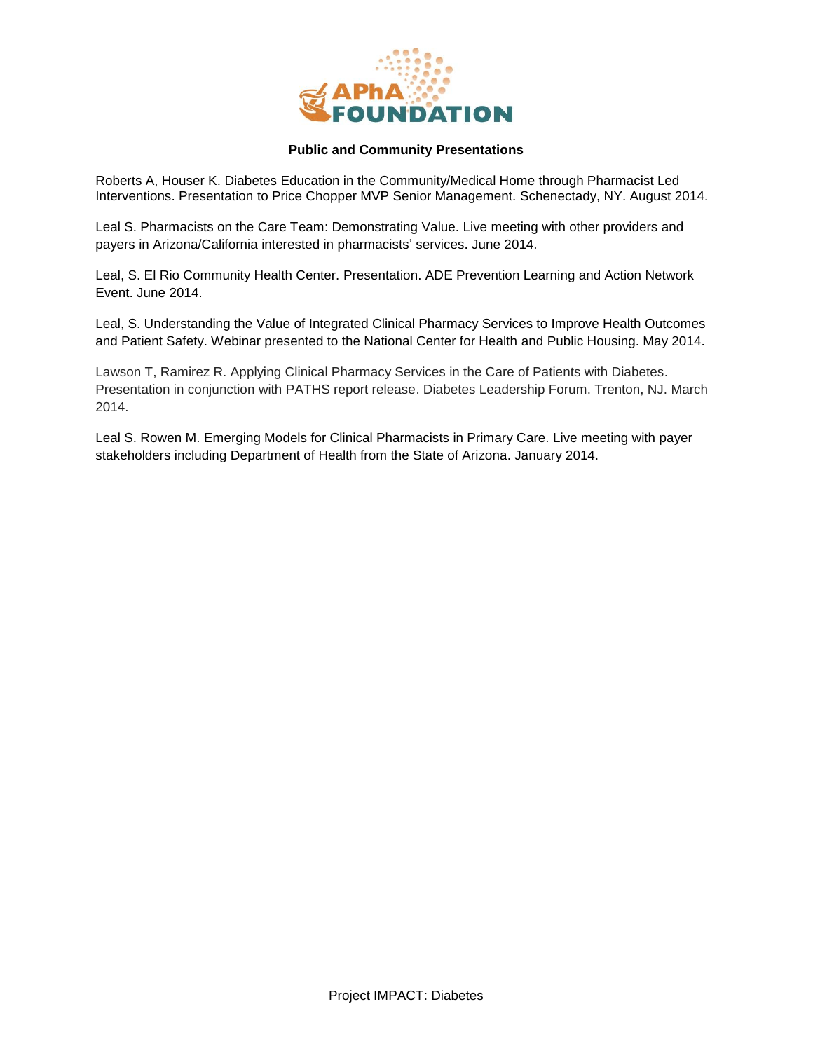**Public and Community Presentations**

Roberts A, Houser K. Diabetes Education in the Community/Medical Home through Pharmacist Led Interventions. Presentation to Price Chopper MVP Senior Management. Schenectady, NY. August 2014.

Leal S. Pharmacists on the Care Team: Demonstrating Value. Live meeting with other providers and payers in Arizona/California interested in pharmacists' services. June 2014.

Leal, S. El Rio Community Health Center. Presentation. ADE Prevention Learning and Action Network Event. June 2014.

Leal, S. Understanding the Value of Integrated Clinical Pharmacy Services to Improve Health Outcomes and Patient Safety. Webinar presented to the National Center for Health and Public Housing. May 2014.

Lawson T, Ramirez R. Applying Clinical Pharmacy Services in the Care of Patients with Diabetes. Presentation in conjunction with PATHS report release. Diabetes Leadership Forum. Trenton, NJ. March 2014.

Leal S. Rowen M. Emerging Models for Clinical Pharmacists in Primary Care. Live meeting with payer stakeholders including Department of Health from the State of Arizona. January 2014.